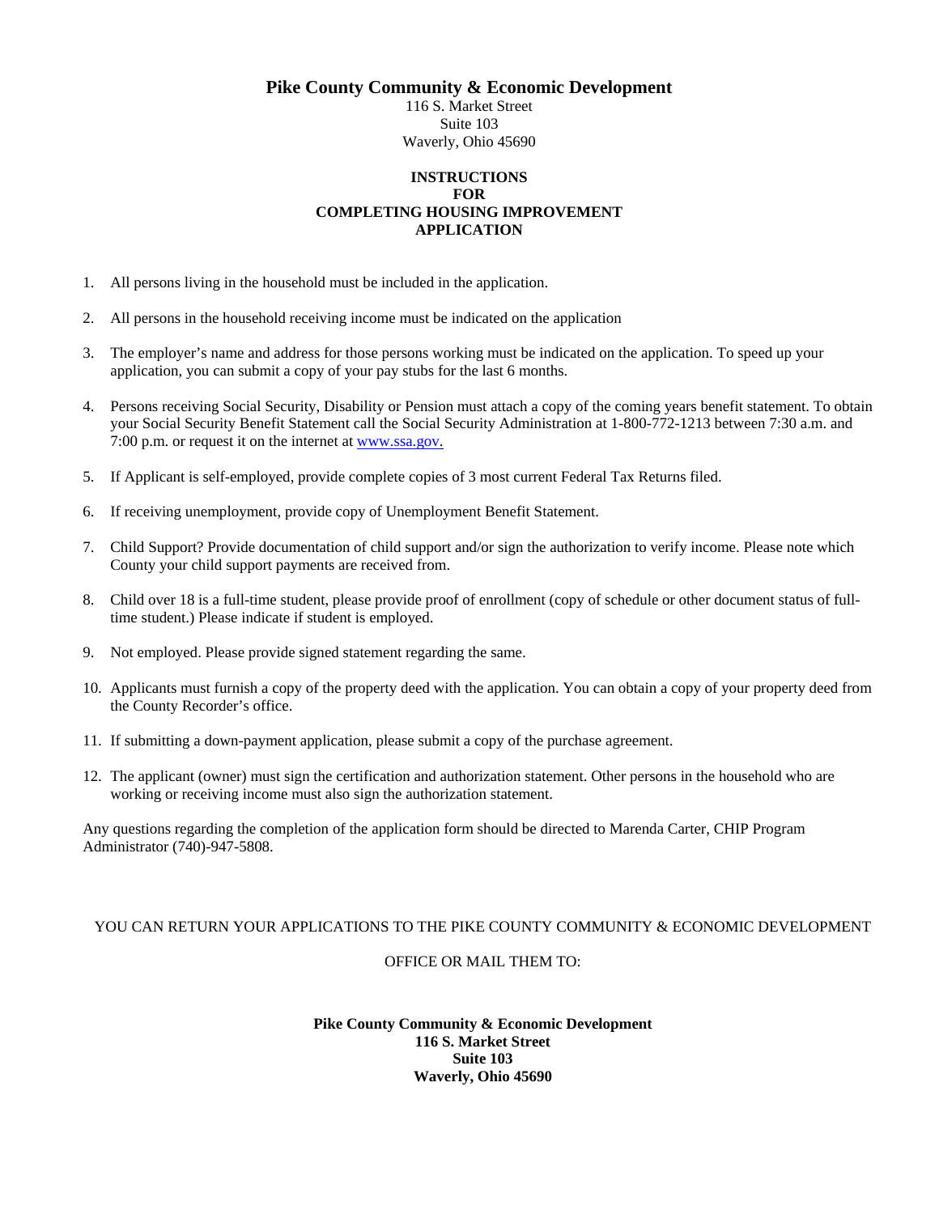# Pike County Community & Economic Development

116 S. Market Street
Suite 103
Waverly, Ohio 45690

## INSTRUCTIONS FOR COMPLETING HOUSING IMPROVEMENT APPLICATION

1. All persons living in the household must be included in the application.
2. All persons in the household receiving income must be indicated on the application
3. The employer's name and address for those persons working must be indicated on the application. To speed up your application, you can submit a copy of your pay stubs for the last 6 months.
4. Persons receiving Social Security, Disability or Pension must attach a copy of the coming years benefit statement. To obtain your Social Security Benefit Statement call the Social Security Administration at 1-800-772-1213 between 7:30 a.m. and 7:00 p.m. or request it on the internet at www.ssa.gov.
5. If Applicant is self-employed, provide complete copies of 3 most current Federal Tax Returns filed.
6. If receiving unemployment, provide copy of Unemployment Benefit Statement.
7. Child Support? Provide documentation of child support and/or sign the authorization to verify income. Please note which County your child support payments are received from.
8. Child over 18 is a full-time student, please provide proof of enrollment (copy of schedule or other document status of full-time student.) Please indicate if student is employed.
9. Not employed. Please provide signed statement regarding the same.
10. Applicants must furnish a copy of the property deed with the application. You can obtain a copy of your property deed from the County Recorder's office.
11. If submitting a down-payment application, please submit a copy of the purchase agreement.
12. The applicant (owner) must sign the certification and authorization statement. Other persons in the household who are working or receiving income must also sign the authorization statement.

Any questions regarding the completion of the application form should be directed to Marenda Carter, CHIP Program Administrator (740)-947-5808.

YOU CAN RETURN YOUR APPLICATIONS TO THE PIKE COUNTY COMMUNITY & ECONOMIC DEVELOPMENT

OFFICE OR MAIL THEM TO:

**Pike County Community & Economic Development**
**116 S. Market Street**
**Suite 103**
**Waverly, Ohio 45690**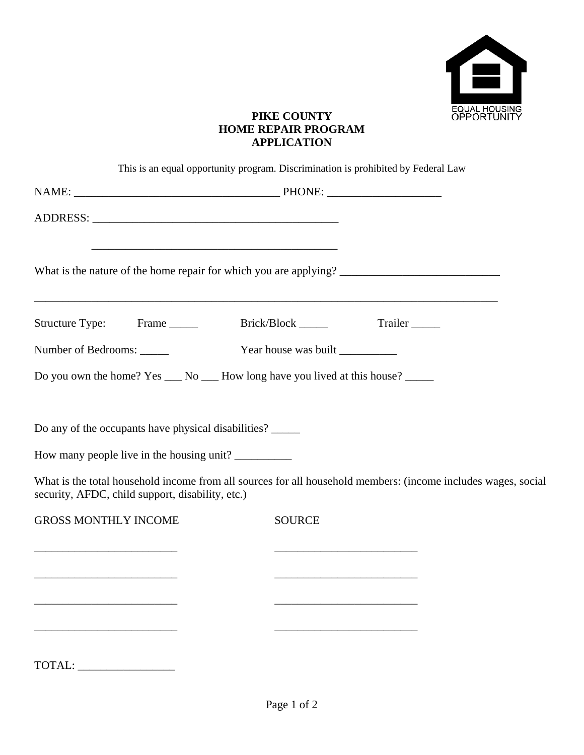EQUAL HOUSING OPPORTUNITY

**PIKE COUNTY**
**HOME REPAIR PROGRAM**
**APPLICATION**

This is an equal opportunity program. Discrimination is prohibited by Federal Law

NAME: ___________________________________ PHONE: ____________________

ADDRESS: ___________________________________________

___________________________________________

What is the nature of the home repair for which you are applying? ____________________________

_________________________________________________________________________________

Structure Type: Frame _____ Brick/Block _____ Trailer _____

Number of Bedrooms: _____ Year house was built __________

Do you own the home? Yes ___ No ___ How long have you lived at this house? _____

Do any of the occupants have physical disabilities? _____

How many people live in the housing unit? __________

What is the total household income from all sources for all household members: (income includes wages, social security, AFDC, child support, disability, etc.)

| GROSS MONTHLY INCOME | SOURCE |
| --- | --- |
| _________________________ | _________________________ |
| _________________________ | _________________________ |
| _________________________ | _________________________ |
| _________________________ | _________________________ |

TOTAL: _________________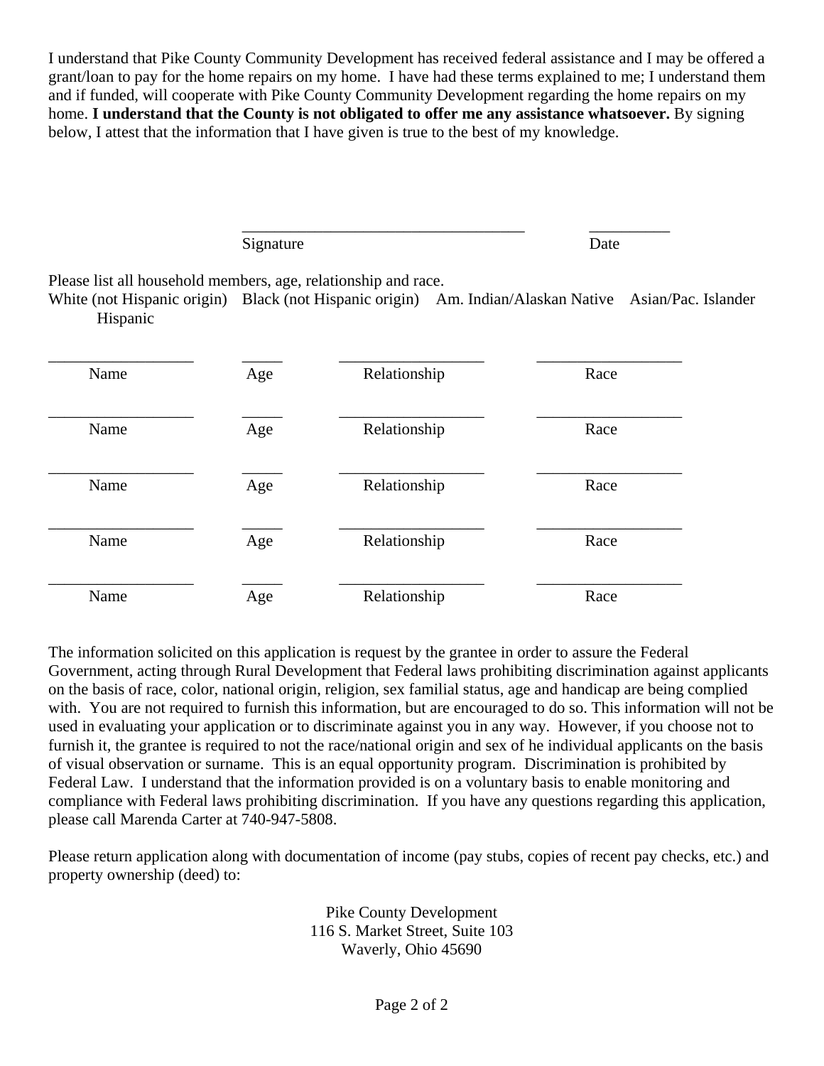I understand that Pike County Community Development has received federal assistance and I may be offered a grant/loan to pay for the home repairs on my home. I have had these terms explained to me; I understand them and if funded, will cooperate with Pike County Community Development regarding the home repairs on my home. **I understand that the County is not obligated to offer me any assistance whatsoever.** By signing below, I attest that the information that I have given is true to the best of my knowledge.

\_\_\_\_\_\_\_\_\_\_\_\_\_\_\_\_\_\_\_\_\_\_\_\_\_\_\_\_\_\_\_\_\_\_\_ \_\_\_\_\_\_\_\_\_\_
Signature Date

Please list all household members, age, relationship and race.
White (not Hispanic origin) Black (not Hispanic origin) Am. Indian/Alaskan Native Asian/Pac. Islander Hispanic

| Name | Age | Relationship | Race |
|---|---|---|---|
| | | | |
| | | | |
| | | | |
| | | | |
| | | | |

The information solicited on this application is request by the grantee in order to assure the Federal Government, acting through Rural Development that Federal laws prohibiting discrimination against applicants on the basis of race, color, national origin, religion, sex familial status, age and handicap are being complied with. You are not required to furnish this information, but are encouraged to do so. This information will not be used in evaluating your application or to discriminate against you in any way. However, if you choose not to furnish it, the grantee is required to not the race/national origin and sex of he individual applicants on the basis of visual observation or surname. This is an equal opportunity program. Discrimination is prohibited by Federal Law. I understand that the information provided is on a voluntary basis to enable monitoring and compliance with Federal laws prohibiting discrimination. If you have any questions regarding this application, please call Marenda Carter at 740-947-5808.

Please return application along with documentation of income (pay stubs, copies of recent pay checks, etc.) and property ownership (deed) to:

Pike County Development
116 S. Market Street, Suite 103
Waverly, Ohio 45690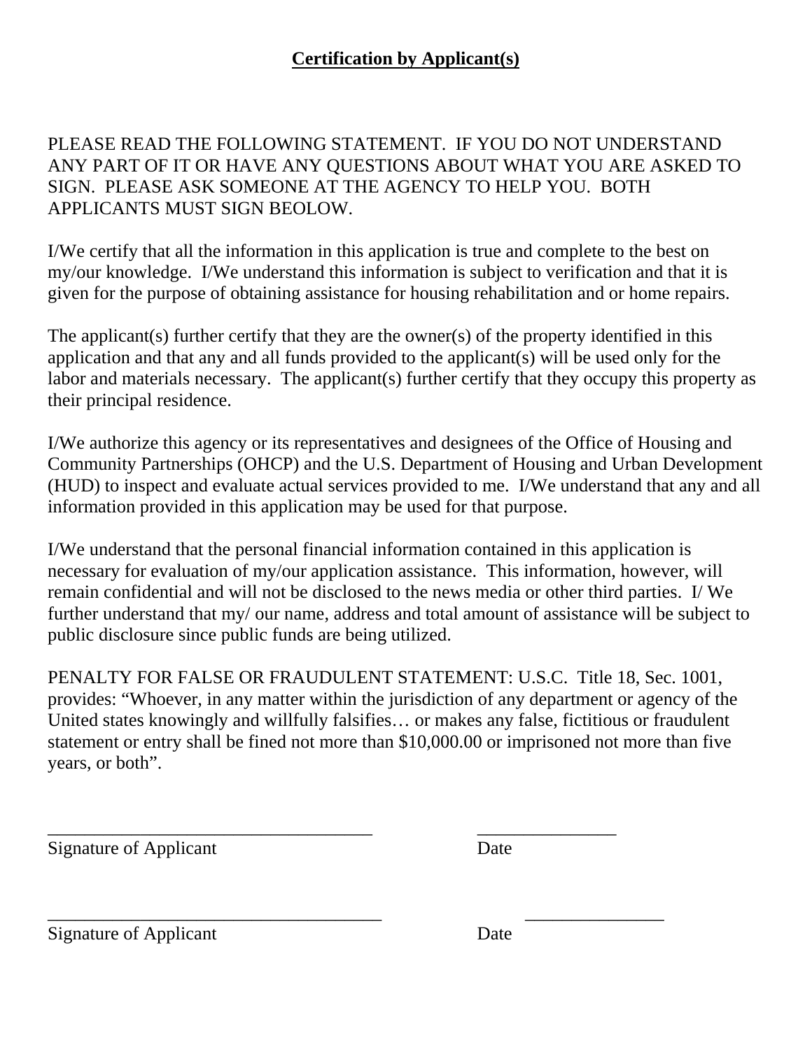**<u>Certification by Applicant(s)</u>**

PLEASE READ THE FOLLOWING STATEMENT. IF YOU DO NOT UNDERSTAND ANY PART OF IT OR HAVE ANY QUESTIONS ABOUT WHAT YOU ARE ASKED TO SIGN. PLEASE ASK SOMEONE AT THE AGENCY TO HELP YOU. BOTH APPLICANTS MUST SIGN BEOLOW.

I/We certify that all the information in this application is true and complete to the best on my/our knowledge. I/We understand this information is subject to verification and that it is given for the purpose of obtaining assistance for housing rehabilitation and or home repairs.

The applicant(s) further certify that they are the owner(s) of the property identified in this application and that any and all funds provided to the applicant(s) will be used only for the labor and materials necessary. The applicant(s) further certify that they occupy this property as their principal residence.

I/We authorize this agency or its representatives and designees of the Office of Housing and Community Partnerships (OHCP) and the U.S. Department of Housing and Urban Development (HUD) to inspect and evaluate actual services provided to me. I/We understand that any and all information provided in this application may be used for that purpose.

I/We understand that the personal financial information contained in this application is necessary for evaluation of my/our application assistance. This information, however, will remain confidential and will not be disclosed to the news media or other third parties. I/ We further understand that my/ our name, address and total amount of assistance will be subject to public disclosure since public funds are being utilized.

PENALTY FOR FALSE OR FRAUDULENT STATEMENT: U.S.C. Title 18, Sec. 1001, provides: “Whoever, in any matter within the jurisdiction of any department or agency of the United states knowingly and willfully falsifies… or makes any false, fictitious or fraudulent statement or entry shall be fined not more than $10,000.00 or imprisoned not more than five years, or both”.

\_\_\_\_\_\_\_\_\_\_\_\_\_\_\_\_\_\_\_\_\_\_\_\_\_\_\_\_\_\_\_\_\_\_\_\_ \_\_\_\_\_\_\_\_\_\_\_\_\_\_\_\_
Signature of Applicant Date

\_\_\_\_\_\_\_\_\_\_\_\_\_\_\_\_\_\_\_\_\_\_\_\_\_\_\_\_\_\_\_\_\_\_\_\_\_ \_\_\_\_\_\_\_\_\_\_\_\_\_\_\_\_
Signature of Applicant Date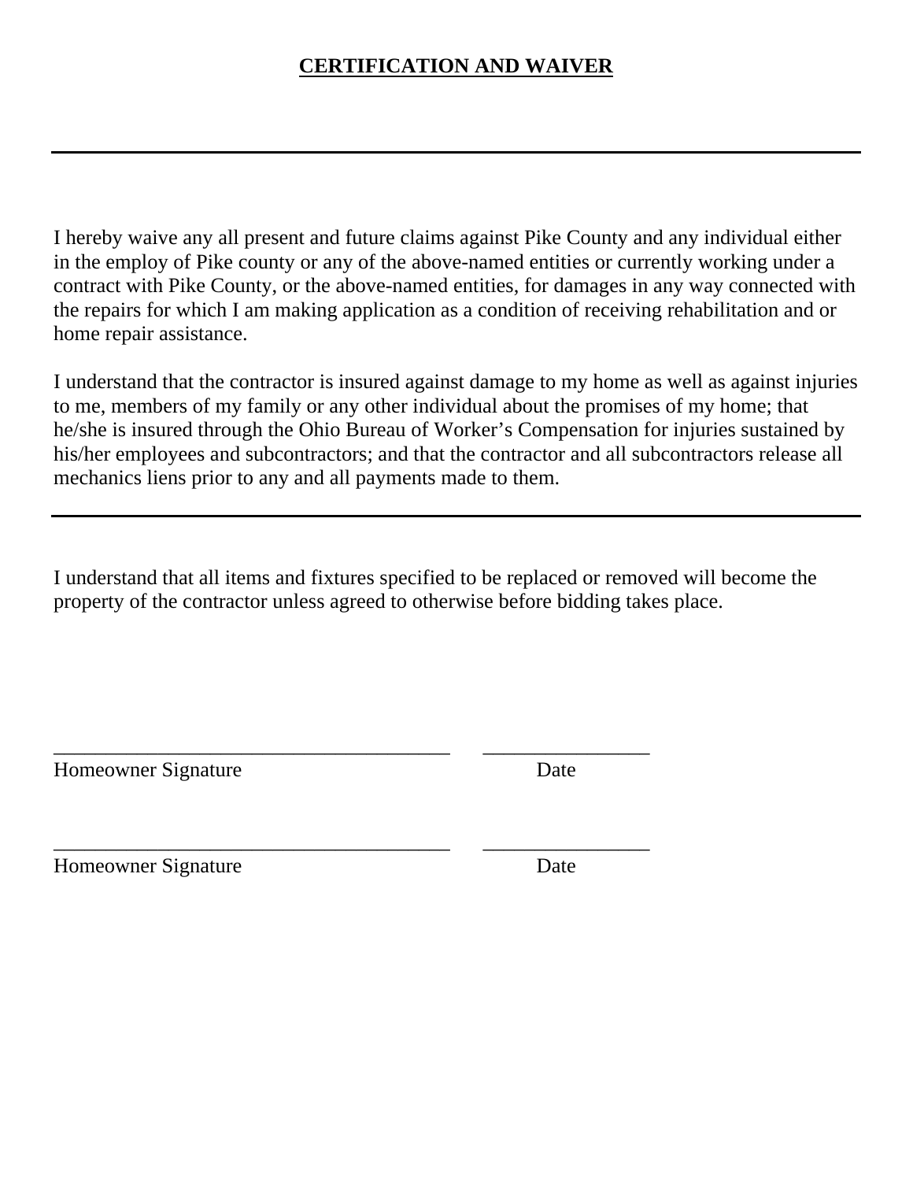**CERTIFICATION AND WAIVER**

---

I hereby waive any all present and future claims against Pike County and any individual either in the employ of Pike county or any of the above-named entities or currently working under a contract with Pike County, or the above-named entities, for damages in any way connected with the repairs for which I am making application as a condition of receiving rehabilitation and or home repair assistance.

I understand that the contractor is insured against damage to my home as well as against injuries to me, members of my family or any other individual about the promises of my home; that he/she is insured through the Ohio Bureau of Worker's Compensation for injuries sustained by his/her employees and subcontractors; and that the contractor and all subcontractors release all mechanics liens prior to any and all payments made to them.

---

I understand that all items and fixtures specified to be replaced or removed will become the property of the contractor unless agreed to otherwise before bidding takes place.

______________________________________ ________________
Homeowner Signature Date

______________________________________ ________________
Homeowner Signature Date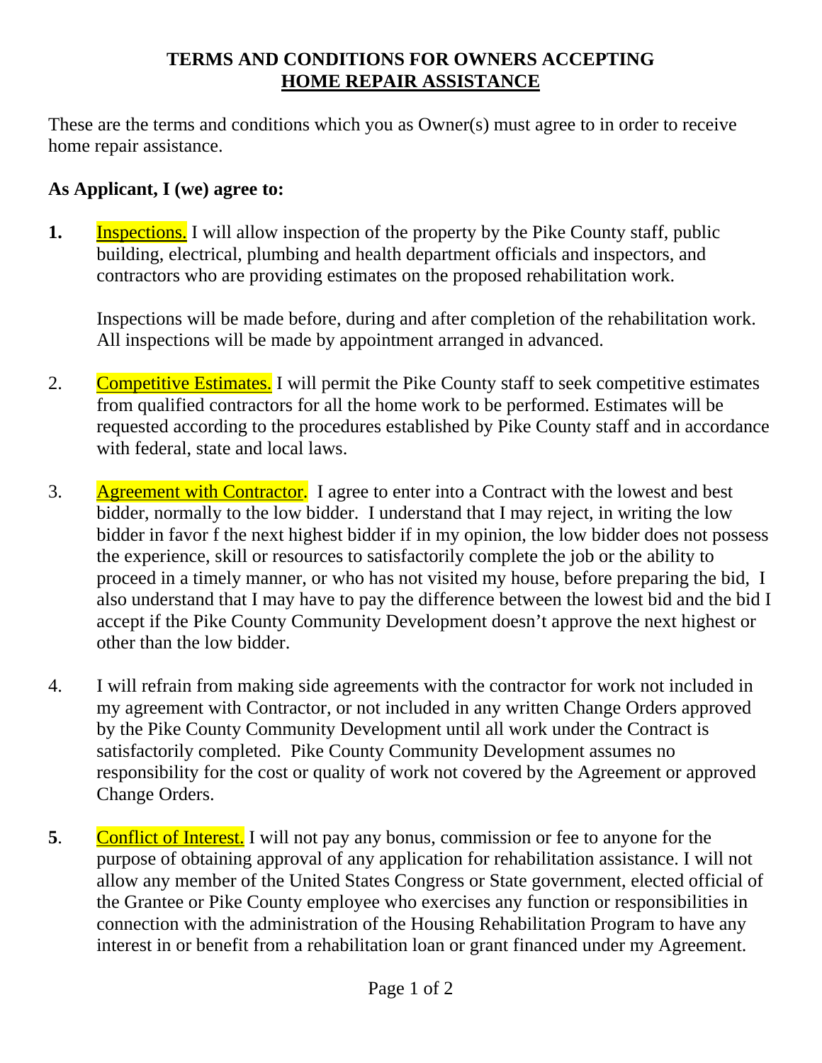# TERMS AND CONDITIONS FOR OWNERS ACCEPTING HOME REPAIR ASSISTANCE

These are the terms and conditions which you as Owner(s) must agree to in order to receive home repair assistance.

**As Applicant, I (we) agree to:**

**1.** Inspections. I will allow inspection of the property by the Pike County staff, public building, electrical, plumbing and health department officials and inspectors, and contractors who are providing estimates on the proposed rehabilitation work.

Inspections will be made before, during and after completion of the rehabilitation work. All inspections will be made by appointment arranged in advanced.

2. Competitive Estimates. I will permit the Pike County staff to seek competitive estimates from qualified contractors for all the home work to be performed. Estimates will be requested according to the procedures established by Pike County staff and in accordance with federal, state and local laws.

3. Agreement with Contractor. I agree to enter into a Contract with the lowest and best bidder, normally to the low bidder. I understand that I may reject, in writing the low bidder in favor f the next highest bidder if in my opinion, the low bidder does not possess the experience, skill or resources to satisfactorily complete the job or the ability to proceed in a timely manner, or who has not visited my house, before preparing the bid, I also understand that I may have to pay the difference between the lowest bid and the bid I accept if the Pike County Community Development doesn't approve the next highest or other than the low bidder.

4. I will refrain from making side agreements with the contractor for work not included in my agreement with Contractor, or not included in any written Change Orders approved by the Pike County Community Development until all work under the Contract is satisfactorily completed. Pike County Community Development assumes no responsibility for the cost or quality of work not covered by the Agreement or approved Change Orders.

**5**. Conflict of Interest. I will not pay any bonus, commission or fee to anyone for the purpose of obtaining approval of any application for rehabilitation assistance. I will not allow any member of the United States Congress or State government, elected official of the Grantee or Pike County employee who exercises any function or responsibilities in connection with the administration of the Housing Rehabilitation Program to have any interest in or benefit from a rehabilitation loan or grant financed under my Agreement.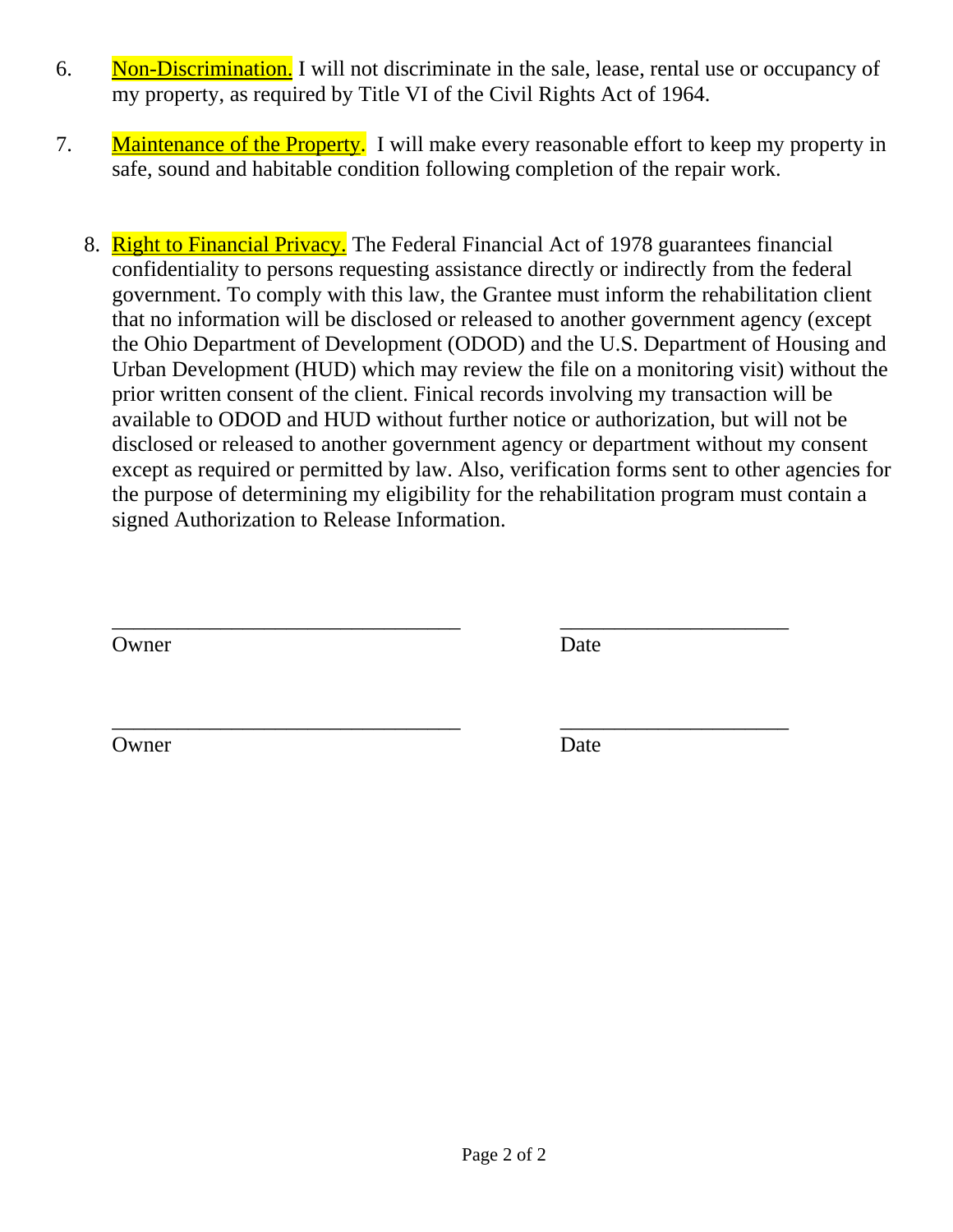6. Non-Discrimination. I will not discriminate in the sale, lease, rental use or occupancy of my property, as required by Title VI of the Civil Rights Act of 1964.

7. Maintenance of the Property. I will make every reasonable effort to keep my property in safe, sound and habitable condition following completion of the repair work.

8. Right to Financial Privacy. The Federal Financial Act of 1978 guarantees financial confidentiality to persons requesting assistance directly or indirectly from the federal government. To comply with this law, the Grantee must inform the rehabilitation client that no information will be disclosed or released to another government agency (except the Ohio Department of Development (ODOD) and the U.S. Department of Housing and Urban Development (HUD) which may review the file on a monitoring visit) without the prior written consent of the client. Finical records involving my transaction will be available to ODOD and HUD without further notice or authorization, but will not be disclosed or released to another government agency or department without my consent except as required or permitted by law. Also, verification forms sent to other agencies for the purpose of determining my eligibility for the rehabilitation program must contain a signed Authorization to Release Information.

______________________________ ____________________
Owner Date

______________________________ ____________________
Owner Date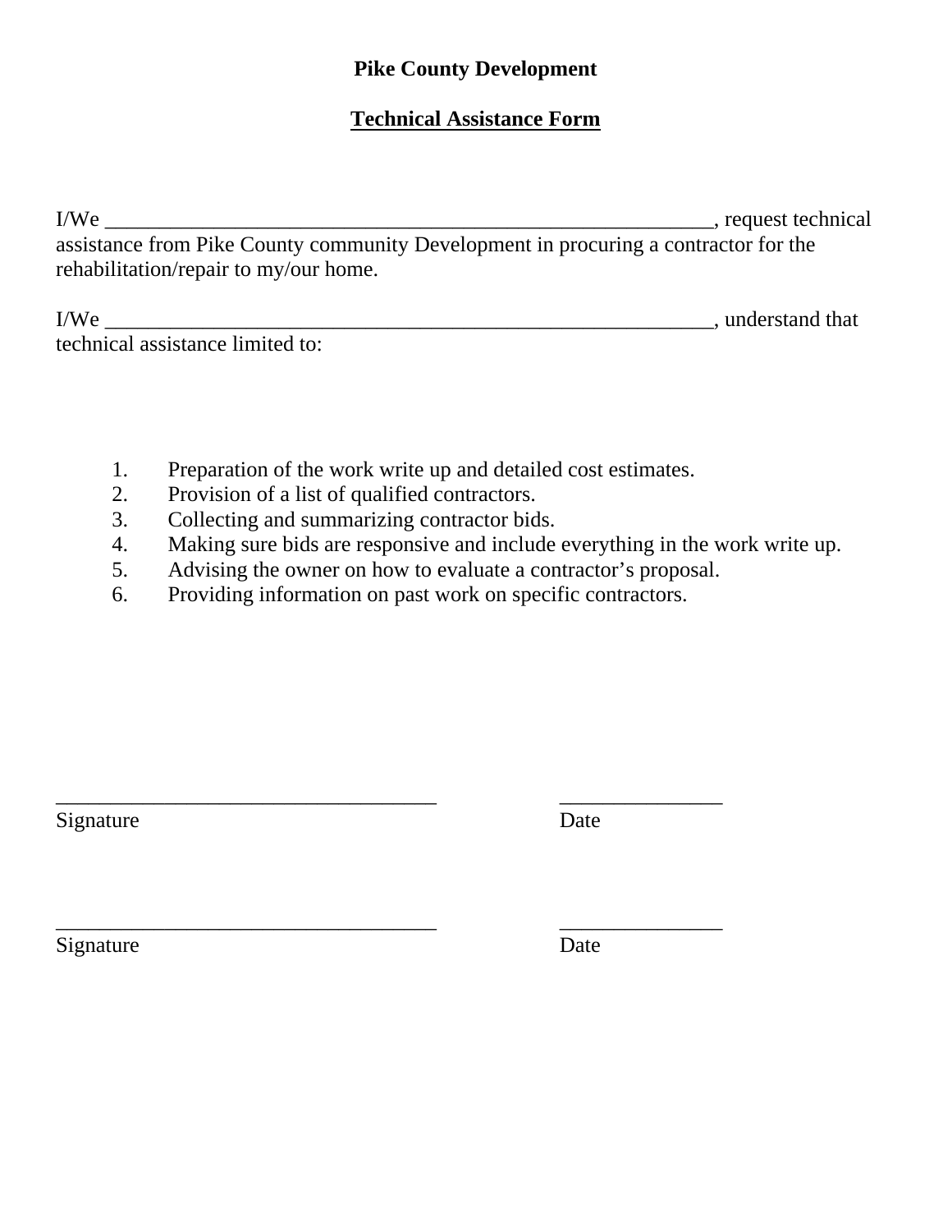**Pike County Development**

**Technical Assistance Form**

I/We ___________________________________________________________, request technical assistance from Pike County community Development in procuring a contractor for the rehabilitation/repair to my/our home.

I/We ___________________________________________________________, understand that technical assistance limited to:

1. Preparation of the work write up and detailed cost estimates.
2. Provision of a list of qualified contractors.
3. Collecting and summarizing contractor bids.
4. Making sure bids are responsive and include everything in the work write up.
5. Advising the owner on how to evaluate a contractor's proposal.
6. Providing information on past work on specific contractors.

____________________________________ ________________
Signature Date

____________________________________ ________________
Signature Date